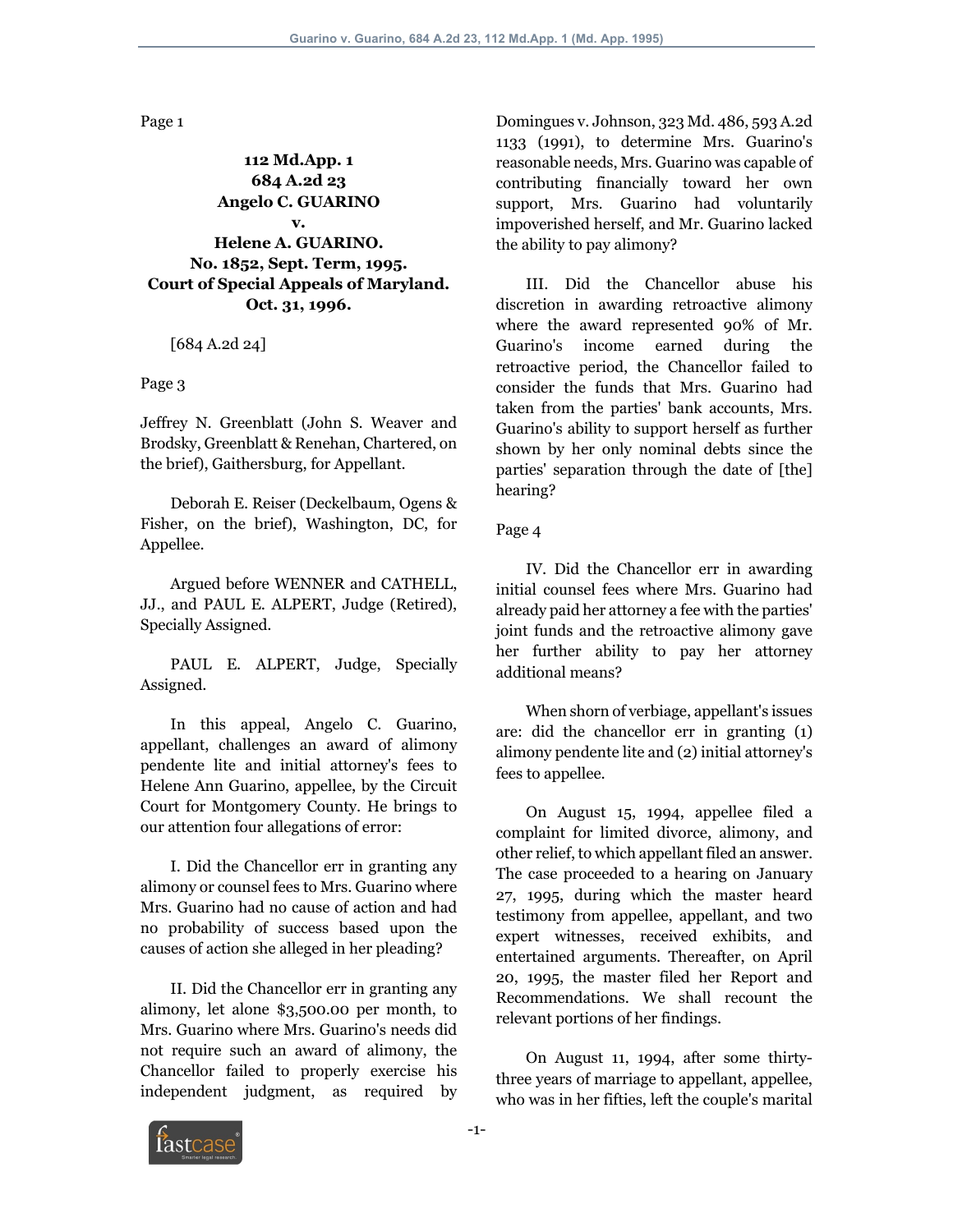Page 1

**112 Md.App. 1**
**684 A.2d 23**
**Angelo C. GUARINO**
**v.**
**Helene A. GUARINO.**
**No. 1852, Sept. Term, 1995.**
**Court of Special Appeals of Maryland.**
**Oct. 31, 1996.**

[684 A.2d 24]

Page 3

Jeffrey N. Greenblatt (John S. Weaver and Brodsky, Greenblatt & Renehan, Chartered, on the brief), Gaithersburg, for Appellant.

Deborah E. Reiser (Deckelbaum, Ogens & Fisher, on the brief), Washington, DC, for Appellee.

Argued before WENNER and CATHELL, JJ., and PAUL E. ALPERT, Judge (Retired), Specially Assigned.

PAUL E. ALPERT, Judge, Specially Assigned.

In this appeal, Angelo C. Guarino, appellant, challenges an award of alimony pendente lite and initial attorney's fees to Helene Ann Guarino, appellee, by the Circuit Court for Montgomery County. He brings to our attention four allegations of error:

I. Did the Chancellor err in granting any alimony or counsel fees to Mrs. Guarino where Mrs. Guarino had no cause of action and had no probability of success based upon the causes of action she alleged in her pleading?

II. Did the Chancellor err in granting any alimony, let alone $3,500.00 per month, to Mrs. Guarino where Mrs. Guarino's needs did not require such an award of alimony, the Chancellor failed to properly exercise his independent judgment, as required by Domingues v. Johnson, 323 Md. 486, 593 A.2d 1133 (1991), to determine Mrs. Guarino's reasonable needs, Mrs. Guarino was capable of contributing financially toward her own support, Mrs. Guarino had voluntarily impoverished herself, and Mr. Guarino lacked the ability to pay alimony?

III. Did the Chancellor abuse his discretion in awarding retroactive alimony where the award represented 90% of Mr. Guarino's income earned during the retroactive period, the Chancellor failed to consider the funds that Mrs. Guarino had taken from the parties' bank accounts, Mrs. Guarino's ability to support herself as further shown by her only nominal debts since the parties' separation through the date of [the] hearing?

Page 4

IV. Did the Chancellor err in awarding initial counsel fees where Mrs. Guarino had already paid her attorney a fee with the parties' joint funds and the retroactive alimony gave her further ability to pay her attorney additional means?

When shorn of verbiage, appellant's issues are: did the chancellor err in granting (1) alimony pendente lite and (2) initial attorney's fees to appellee.

On August 15, 1994, appellee filed a complaint for limited divorce, alimony, and other relief, to which appellant filed an answer. The case proceeded to a hearing on January 27, 1995, during which the master heard testimony from appellee, appellant, and two expert witnesses, received exhibits, and entertained arguments. Thereafter, on April 20, 1995, the master filed her Report and Recommendations. We shall recount the relevant portions of her findings.

On August 11, 1994, after some thirty-three years of marriage to appellant, appellee, who was in her fifties, left the couple's marital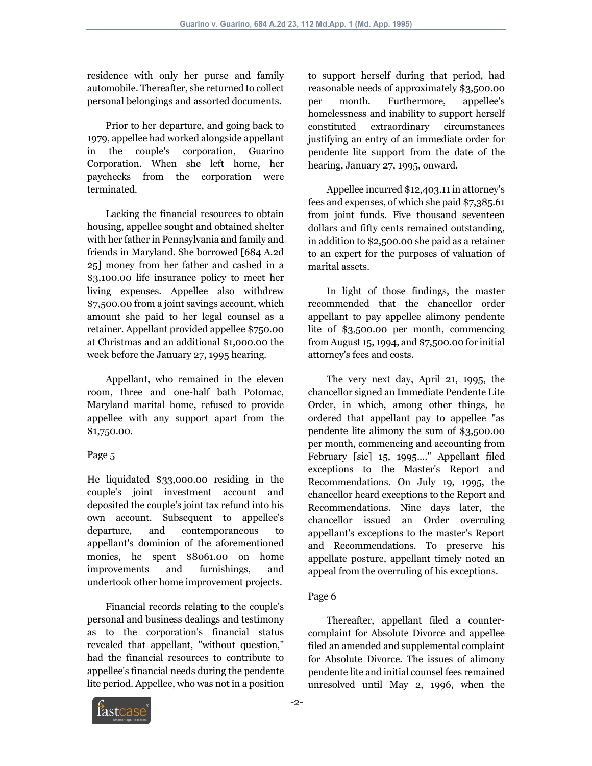residence with only her purse and family automobile. Thereafter, she returned to collect personal belongings and assorted documents.

Prior to her departure, and going back to 1979, appellee had worked alongside appellant in the couple's corporation, Guarino Corporation. When she left home, her paychecks from the corporation were terminated.

Lacking the financial resources to obtain housing, appellee sought and obtained shelter with her father in Pennsylvania and family and friends in Maryland. She borrowed [684 A.2d 25] money from her father and cashed in a $3,100.00 life insurance policy to meet her living expenses. Appellee also withdrew $7,500.00 from a joint savings account, which amount she paid to her legal counsel as a retainer. Appellant provided appellee $750.00 at Christmas and an additional $1,000.00 the week before the January 27, 1995 hearing.

Appellant, who remained in the eleven room, three and one-half bath Potomac, Maryland marital home, refused to provide appellee with any support apart from the $1,750.00.

Page 5

He liquidated $33,000.00 residing in the couple's joint investment account and deposited the couple's joint tax refund into his own account. Subsequent to appellee's departure, and contemporaneous to appellant's dominion of the aforementioned monies, he spent $8061.00 on home improvements and furnishings, and undertook other home improvement projects.

Financial records relating to the couple's personal and business dealings and testimony as to the corporation's financial status revealed that appellant, "without question," had the financial resources to contribute to appellee's financial needs during the pendente lite period. Appellee, who was not in a position to support herself during that period, had reasonable needs of approximately $3,500.00 per month. Furthermore, appellee's homelessness and inability to support herself constituted extraordinary circumstances justifying an entry of an immediate order for pendente lite support from the date of the hearing, January 27, 1995, onward.

Appellee incurred $12,403.11 in attorney's fees and expenses, of which she paid $7,385.61 from joint funds. Five thousand seventeen dollars and fifty cents remained outstanding, in addition to $2,500.00 she paid as a retainer to an expert for the purposes of valuation of marital assets.

In light of those findings, the master recommended that the chancellor order appellant to pay appellee alimony pendente lite of $3,500.00 per month, commencing from August 15, 1994, and $7,500.00 for initial attorney's fees and costs.

The very next day, April 21, 1995, the chancellor signed an Immediate Pendente Lite Order, in which, among other things, he ordered that appellant pay to appellee "as pendente lite alimony the sum of $3,500.00 per month, commencing and accounting from February [sic] 15, 1995...." Appellant filed exceptions to the Master's Report and Recommendations. On July 19, 1995, the chancellor heard exceptions to the Report and Recommendations. Nine days later, the chancellor issued an Order overruling appellant's exceptions to the master's Report and Recommendations. To preserve his appellate posture, appellant timely noted an appeal from the overruling of his exceptions.

Page 6

Thereafter, appellant filed a counter-complaint for Absolute Divorce and appellee filed an amended and supplemental complaint for Absolute Divorce. The issues of alimony pendente lite and initial counsel fees remained unresolved until May 2, 1996, when the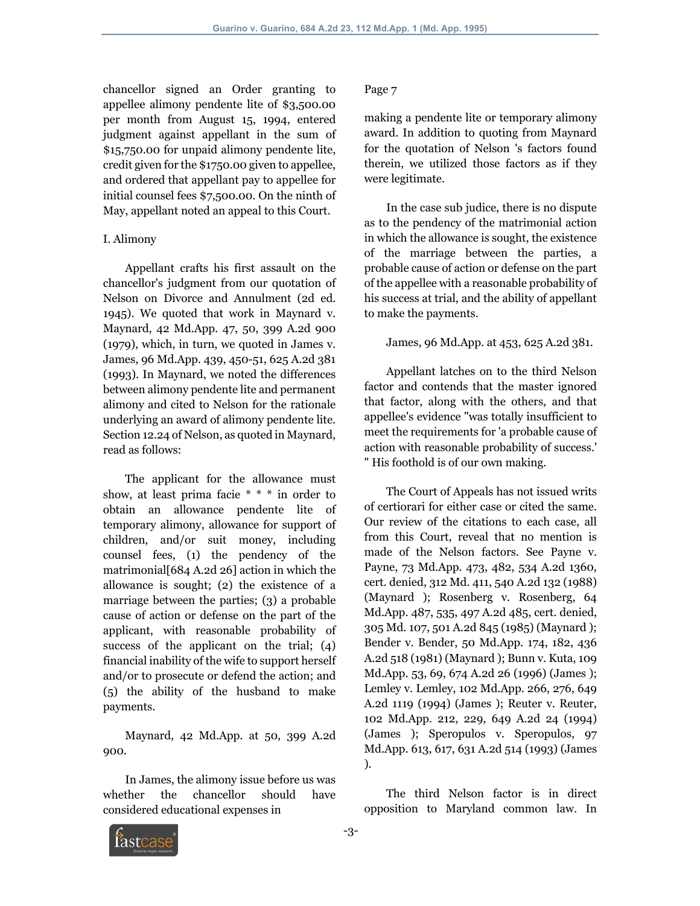chancellor signed an Order granting to appellee alimony pendente lite of $3,500.00 per month from August 15, 1994, entered judgment against appellant in the sum of $15,750.00 for unpaid alimony pendente lite, credit given for the $1750.00 given to appellee, and ordered that appellant pay to appellee for initial counsel fees $7,500.00. On the ninth of May, appellant noted an appeal to this Court.

I. Alimony

Appellant crafts his first assault on the chancellor's judgment from our quotation of Nelson on Divorce and Annulment (2d ed. 1945). We quoted that work in Maynard v. Maynard, 42 Md.App. 47, 50, 399 A.2d 900 (1979), which, in turn, we quoted in James v. James, 96 Md.App. 439, 450-51, 625 A.2d 381 (1993). In Maynard, we noted the differences between alimony pendente lite and permanent alimony and cited to Nelson for the rationale underlying an award of alimony pendente lite. Section 12.24 of Nelson, as quoted in Maynard, read as follows:

> The applicant for the allowance must show, at least prima facie * * * in order to obtain an allowance pendente lite of temporary alimony, allowance for support of children, and/or suit money, including counsel fees, (1) the pendency of the matrimonial[684 A.2d 26] action in which the allowance is sought; (2) the existence of a marriage between the parties; (3) a probable cause of action or defense on the part of the applicant, with reasonable probability of success of the applicant on the trial; (4) financial inability of the wife to support herself and/or to prosecute or defend the action; and (5) the ability of the husband to make payments.
>
> Maynard, 42 Md.App. at 50, 399 A.2d 900.

In James, the alimony issue before us was whether the chancellor should have considered educational expenses in

Page 7

making a pendente lite or temporary alimony award. In addition to quoting from Maynard for the quotation of Nelson 's factors found therein, we utilized those factors as if they were legitimate.

> In the case sub judice, there is no dispute as to the pendency of the matrimonial action in which the allowance is sought, the existence of the marriage between the parties, a probable cause of action or defense on the part of the appellee with a reasonable probability of his success at trial, and the ability of appellant to make the payments.
>
> James, 96 Md.App. at 453, 625 A.2d 381.

Appellant latches on to the third Nelson factor and contends that the master ignored that factor, along with the others, and that appellee's evidence "was totally insufficient to meet the requirements for 'a probable cause of action with reasonable probability of success.' " His foothold is of our own making.

The Court of Appeals has not issued writs of certiorari for either case or cited the same. Our review of the citations to each case, all from this Court, reveal that no mention is made of the Nelson factors. See Payne v. Payne, 73 Md.App. 473, 482, 534 A.2d 1360, cert. denied, 312 Md. 411, 540 A.2d 132 (1988) (Maynard ); Rosenberg v. Rosenberg, 64 Md.App. 487, 535, 497 A.2d 485, cert. denied, 305 Md. 107, 501 A.2d 845 (1985) (Maynard ); Bender v. Bender, 50 Md.App. 174, 182, 436 A.2d 518 (1981) (Maynard ); Bunn v. Kuta, 109 Md.App. 53, 69, 674 A.2d 26 (1996) (James ); Lemley v. Lemley, 102 Md.App. 266, 276, 649 A.2d 1119 (1994) (James ); Reuter v. Reuter, 102 Md.App. 212, 229, 649 A.2d 24 (1994) (James ); Speropulos v. Speropulos, 97 Md.App. 613, 617, 631 A.2d 514 (1993) (James ).

The third Nelson factor is in direct opposition to Maryland common law. In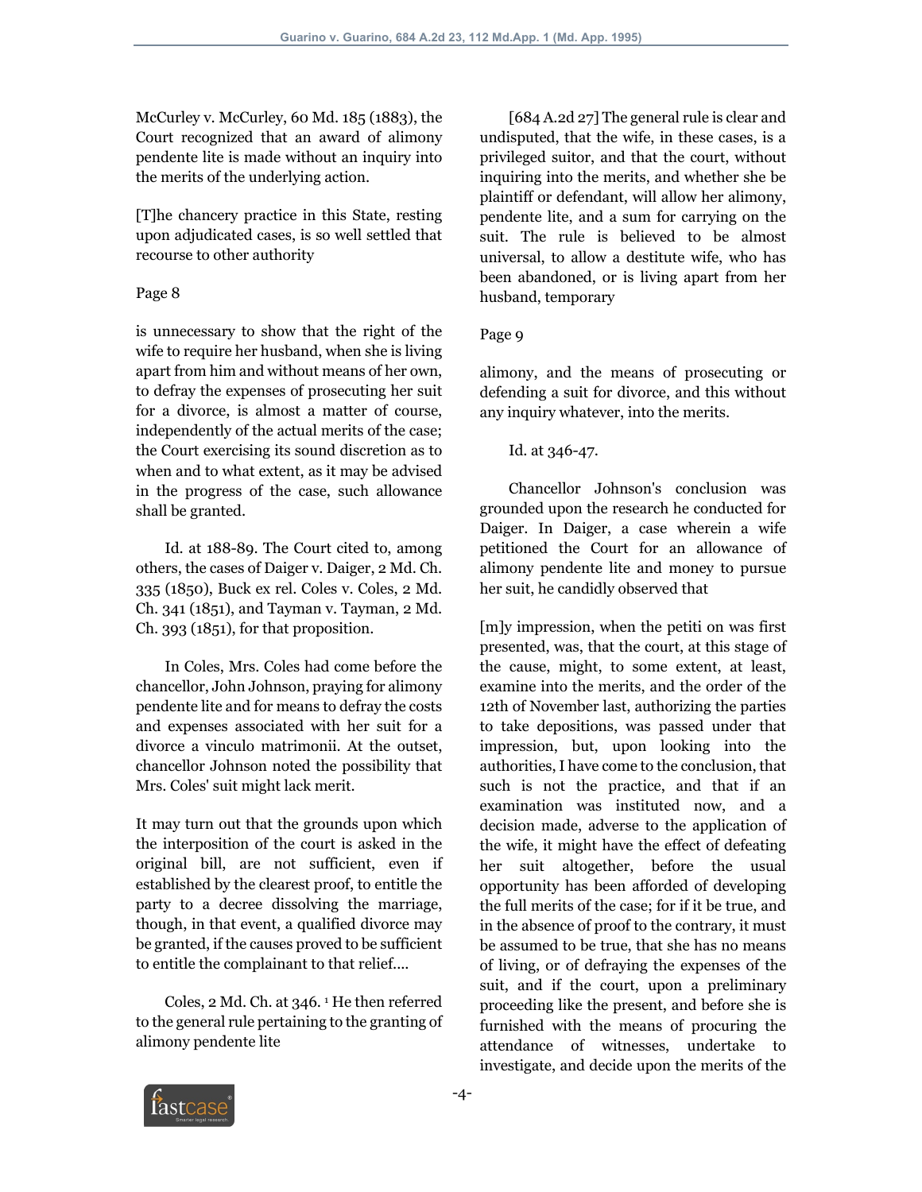McCurley v. McCurley, 60 Md. 185 (1883), the Court recognized that an award of alimony pendente lite is made without an inquiry into the merits of the underlying action.

> [T]he chancery practice in this State, resting upon adjudicated cases, is so well settled that recourse to other authority
>
> Page 8
>
> is unnecessary to show that the right of the wife to require her husband, when she is living apart from him and without means of her own, to defray the expenses of prosecuting her suit for a divorce, is almost a matter of course, independently of the actual merits of the case; the Court exercising its sound discretion as to when and to what extent, as it may be advised in the progress of the case, such allowance shall be granted.

Id. at 188-89. The Court cited to, among others, the cases of Daiger v. Daiger, 2 Md. Ch. 335 (1850), Buck ex rel. Coles v. Coles, 2 Md. Ch. 341 (1851), and Tayman v. Tayman, 2 Md. Ch. 393 (1851), for that proposition.

In Coles, Mrs. Coles had come before the chancellor, John Johnson, praying for alimony pendente lite and for means to defray the costs and expenses associated with her suit for a divorce a vinculo matrimonii. At the outset, chancellor Johnson noted the possibility that Mrs. Coles' suit might lack merit.

> It may turn out that the grounds upon which the interposition of the court is asked in the original bill, are not sufficient, even if established by the clearest proof, to entitle the party to a decree dissolving the marriage, though, in that event, a qualified divorce may be granted, if the causes proved to be sufficient to entitle the complainant to that relief....

Coles, 2 Md. Ch. at 346. [1] He then referred to the general rule pertaining to the granting of alimony pendente lite

> [684 A.2d 27] The general rule is clear and undisputed, that the wife, in these cases, is a privileged suitor, and that the court, without inquiring into the merits, and whether she be plaintiff or defendant, will allow her alimony, pendente lite, and a sum for carrying on the suit. The rule is believed to be almost universal, to allow a destitute wife, who has been abandoned, or is living apart from her husband, temporary
>
> Page 9
>
> alimony, and the means of prosecuting or defending a suit for divorce, and this without any inquiry whatever, into the merits.

Id. at 346-47.

Chancellor Johnson's conclusion was grounded upon the research he conducted for Daiger. In Daiger, a case wherein a wife petitioned the Court for an allowance of alimony pendente lite and money to pursue her suit, he candidly observed that

> [m]y impression, when the petiti on was first presented, was, that the court, at this stage of the cause, might, to some extent, at least, examine into the merits, and the order of the 12th of November last, authorizing the parties to take depositions, was passed under that impression, but, upon looking into the authorities, I have come to the conclusion, that such is not the practice, and that if an examination was instituted now, and a decision made, adverse to the application of the wife, it might have the effect of defeating her suit altogether, before the usual opportunity has been afforded of developing the full merits of the case; for if it be true, and in the absence of proof to the contrary, it must be assumed to be true, that she has no means of living, or of defraying the expenses of the suit, and if the court, upon a preliminary proceeding like the present, and before she is furnished with the means of procuring the attendance of witnesses, undertake to investigate, and decide upon the merits of the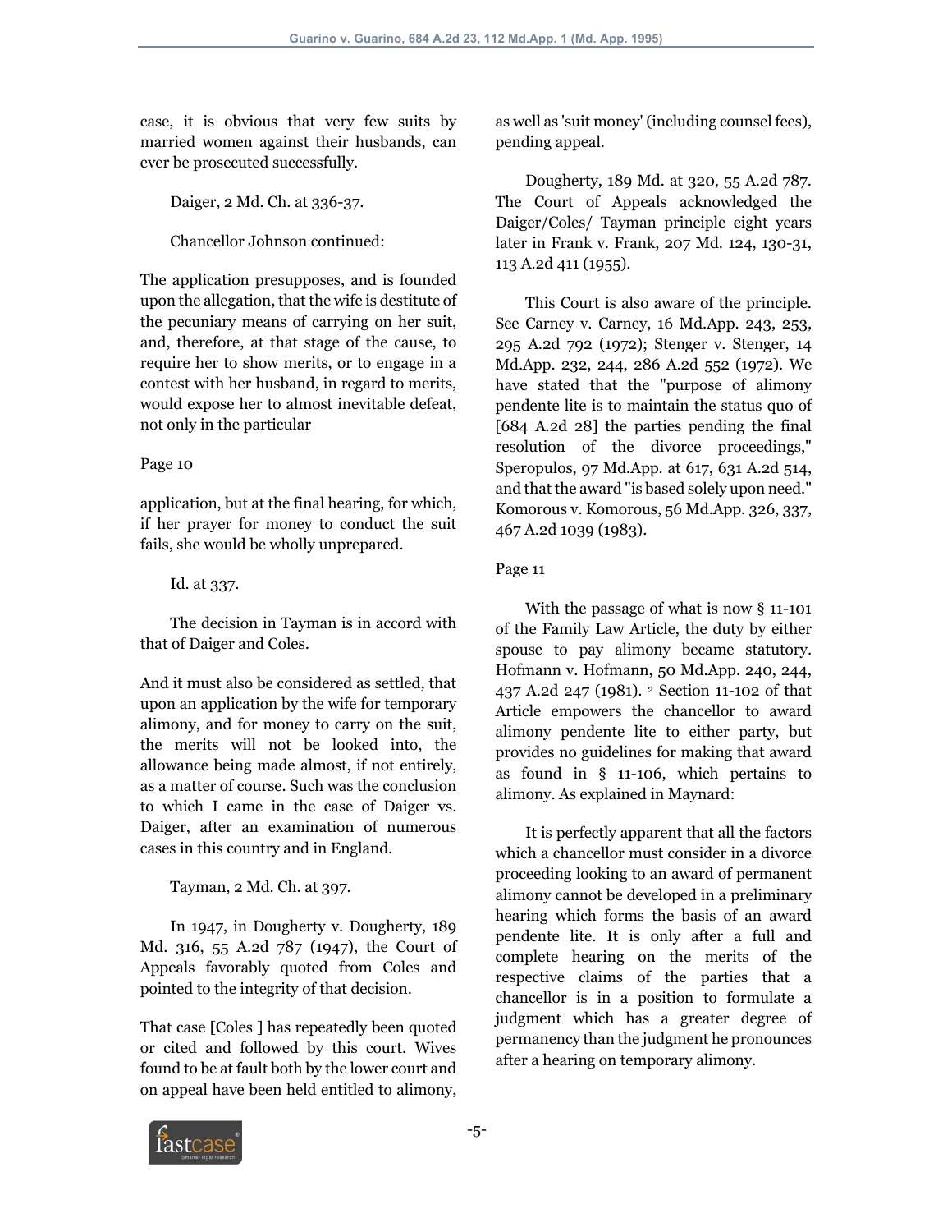case, it is obvious that very few suits by married women against their husbands, can ever be prosecuted successfully.

Daiger, 2 Md. Ch. at 336-37.

Chancellor Johnson continued:

The application presupposes, and is founded upon the allegation, that the wife is destitute of the pecuniary means of carrying on her suit, and, therefore, at that stage of the cause, to require her to show merits, or to engage in a contest with her husband, in regard to merits, would expose her to almost inevitable defeat, not only in the particular

Page 10

application, but at the final hearing, for which, if her prayer for money to conduct the suit fails, she would be wholly unprepared.

Id. at 337.

The decision in Tayman is in accord with that of Daiger and Coles.

And it must also be considered as settled, that upon an application by the wife for temporary alimony, and for money to carry on the suit, the merits will not be looked into, the allowance being made almost, if not entirely, as a matter of course. Such was the conclusion to which I came in the case of Daiger vs. Daiger, after an examination of numerous cases in this country and in England.

Tayman, 2 Md. Ch. at 397.

In 1947, in Dougherty v. Dougherty, 189 Md. 316, 55 A.2d 787 (1947), the Court of Appeals favorably quoted from Coles and pointed to the integrity of that decision.

That case [Coles ] has repeatedly been quoted or cited and followed by this court. Wives found to be at fault both by the lower court and on appeal have been held entitled to alimony, as well as 'suit money' (including counsel fees), pending appeal.

Dougherty, 189 Md. at 320, 55 A.2d 787. The Court of Appeals acknowledged the Daiger/Coles/ Tayman principle eight years later in Frank v. Frank, 207 Md. 124, 130-31, 113 A.2d 411 (1955).

This Court is also aware of the principle. See Carney v. Carney, 16 Md.App. 243, 253, 295 A.2d 792 (1972); Stenger v. Stenger, 14 Md.App. 232, 244, 286 A.2d 552 (1972). We have stated that the "purpose of alimony pendente lite is to maintain the status quo of [684 A.2d 28] the parties pending the final resolution of the divorce proceedings," Speropulos, 97 Md.App. at 617, 631 A.2d 514, and that the award "is based solely upon need." Komorous v. Komorous, 56 Md.App. 326, 337, 467 A.2d 1039 (1983).

Page 11

With the passage of what is now § 11-101 of the Family Law Article, the duty by either spouse to pay alimony became statutory. Hofmann v. Hofmann, 50 Md.App. 240, 244, 437 A.2d 247 (1981). [2] Section 11-102 of that Article empowers the chancellor to award alimony pendente lite to either party, but provides no guidelines for making that award as found in § 11-106, which pertains to alimony. As explained in Maynard:

It is perfectly apparent that all the factors which a chancellor must consider in a divorce proceeding looking to an award of permanent alimony cannot be developed in a preliminary hearing which forms the basis of an award pendente lite. It is only after a full and complete hearing on the merits of the respective claims of the parties that a chancellor is in a position to formulate a judgment which has a greater degree of permanency than the judgment he pronounces after a hearing on temporary alimony.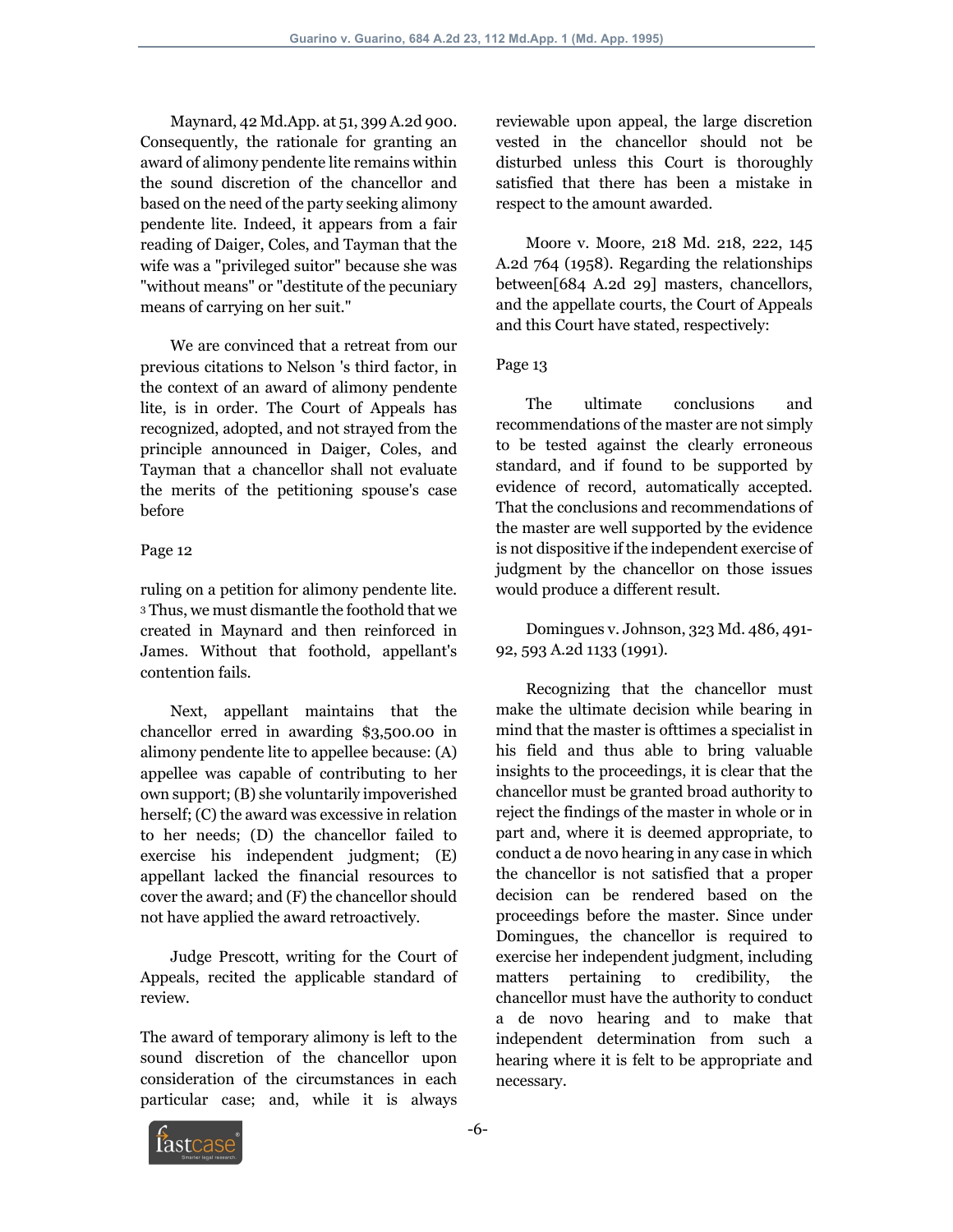Maynard, 42 Md.App. at 51, 399 A.2d 900. Consequently, the rationale for granting an award of alimony pendente lite remains within the sound discretion of the chancellor and based on the need of the party seeking alimony pendente lite. Indeed, it appears from a fair reading of Daiger, Coles, and Tayman that the wife was a "privileged suitor" because she was "without means" or "destitute of the pecuniary means of carrying on her suit."

We are convinced that a retreat from our previous citations to Nelson 's third factor, in the context of an award of alimony pendente lite, is in order. The Court of Appeals has recognized, adopted, and not strayed from the principle announced in Daiger, Coles, and Tayman that a chancellor shall not evaluate the merits of the petitioning spouse's case before

Page 12

ruling on a petition for alimony pendente lite. [3] Thus, we must dismantle the foothold that we created in Maynard and then reinforced in James. Without that foothold, appellant's contention fails.

Next, appellant maintains that the chancellor erred in awarding $3,500.00 in alimony pendente lite to appellee because: (A) appellee was capable of contributing to her own support; (B) she voluntarily impoverished herself; (C) the award was excessive in relation to her needs; (D) the chancellor failed to exercise his independent judgment; (E) appellant lacked the financial resources to cover the award; and (F) the chancellor should not have applied the award retroactively.

Judge Prescott, writing for the Court of Appeals, recited the applicable standard of review.

The award of temporary alimony is left to the sound discretion of the chancellor upon consideration of the circumstances in each particular case; and, while it is always reviewable upon appeal, the large discretion vested in the chancellor should not be disturbed unless this Court is thoroughly satisfied that there has been a mistake in respect to the amount awarded.

Moore v. Moore, 218 Md. 218, 222, 145 A.2d 764 (1958). Regarding the relationships between[684 A.2d 29] masters, chancellors, and the appellate courts, the Court of Appeals and this Court have stated, respectively:

Page 13

The ultimate conclusions and recommendations of the master are not simply to be tested against the clearly erroneous standard, and if found to be supported by evidence of record, automatically accepted. That the conclusions and recommendations of the master are well supported by the evidence is not dispositive if the independent exercise of judgment by the chancellor on those issues would produce a different result.

Domingues v. Johnson, 323 Md. 486, 491-92, 593 A.2d 1133 (1991).

Recognizing that the chancellor must make the ultimate decision while bearing in mind that the master is ofttimes a specialist in his field and thus able to bring valuable insights to the proceedings, it is clear that the chancellor must be granted broad authority to reject the findings of the master in whole or in part and, where it is deemed appropriate, to conduct a de novo hearing in any case in which the chancellor is not satisfied that a proper decision can be rendered based on the proceedings before the master. Since under Domingues, the chancellor is required to exercise her independent judgment, including matters pertaining to credibility, the chancellor must have the authority to conduct a de novo hearing and to make that independent determination from such a hearing where it is felt to be appropriate and necessary.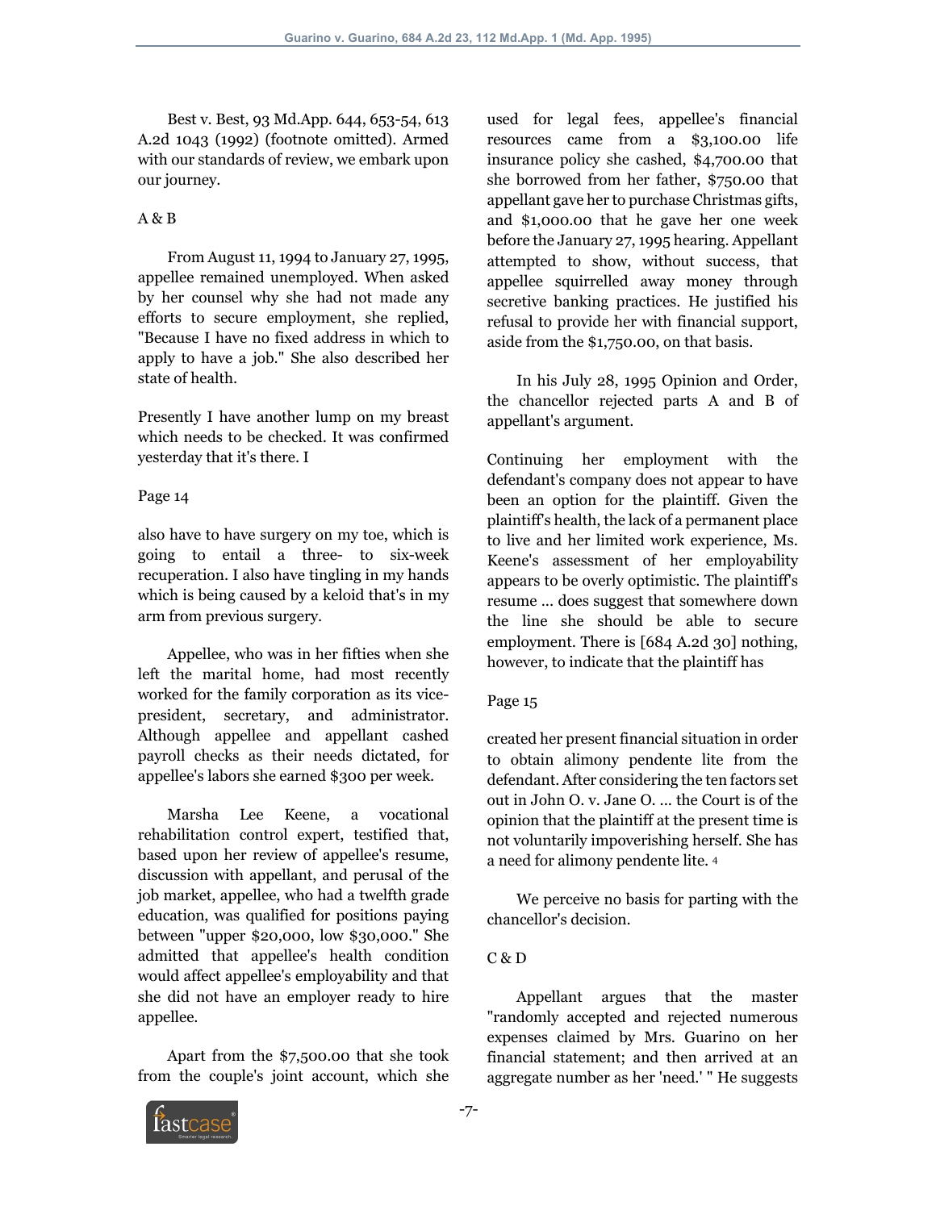Best v. Best, 93 Md.App. 644, 653-54, 613 A.2d 1043 (1992) (footnote omitted). Armed with our standards of review, we embark upon our journey.

A & B

From August 11, 1994 to January 27, 1995, appellee remained unemployed. When asked by her counsel why she had not made any efforts to secure employment, she replied, "Because I have no fixed address in which to apply to have a job." She also described her state of health.

Presently I have another lump on my breast which needs to be checked. It was confirmed yesterday that it's there. I

Page 14

also have to have surgery on my toe, which is going to entail a three- to six-week recuperation. I also have tingling in my hands which is being caused by a keloid that's in my arm from previous surgery.

Appellee, who was in her fifties when she left the marital home, had most recently worked for the family corporation as its vice-president, secretary, and administrator. Although appellee and appellant cashed payroll checks as their needs dictated, for appellee's labors she earned $300 per week.

Marsha Lee Keene, a vocational rehabilitation control expert, testified that, based upon her review of appellee's resume, discussion with appellant, and perusal of the job market, appellee, who had a twelfth grade education, was qualified for positions paying between "upper $20,000, low $30,000." She admitted that appellee's health condition would affect appellee's employability and that she did not have an employer ready to hire appellee.

Apart from the $7,500.00 that she took from the couple's joint account, which she used for legal fees, appellee's financial resources came from a $3,100.00 life insurance policy she cashed, $4,700.00 that she borrowed from her father, $750.00 that appellant gave her to purchase Christmas gifts, and $1,000.00 that he gave her one week before the January 27, 1995 hearing. Appellant attempted to show, without success, that appellee squirrelled away money through secretive banking practices. He justified his refusal to provide her with financial support, aside from the $1,750.00, on that basis.

In his July 28, 1995 Opinion and Order, the chancellor rejected parts A and B of appellant's argument.

Continuing her employment with the defendant's company does not appear to have been an option for the plaintiff. Given the plaintiff's health, the lack of a permanent place to live and her limited work experience, Ms. Keene's assessment of her employability appears to be overly optimistic. The plaintiff's resume ... does suggest that somewhere down the line she should be able to secure employment. There is [684 A.2d 30] nothing, however, to indicate that the plaintiff has

Page 15

created her present financial situation in order to obtain alimony pendente lite from the defendant. After considering the ten factors set out in John O. v. Jane O. ... the Court is of the opinion that the plaintiff at the present time is not voluntarily impoverishing herself. She has a need for alimony pendente lite. [4]

We perceive no basis for parting with the chancellor's decision.

C & D

Appellant argues that the master "randomly accepted and rejected numerous expenses claimed by Mrs. Guarino on her financial statement; and then arrived at an aggregate number as her 'need.' " He suggests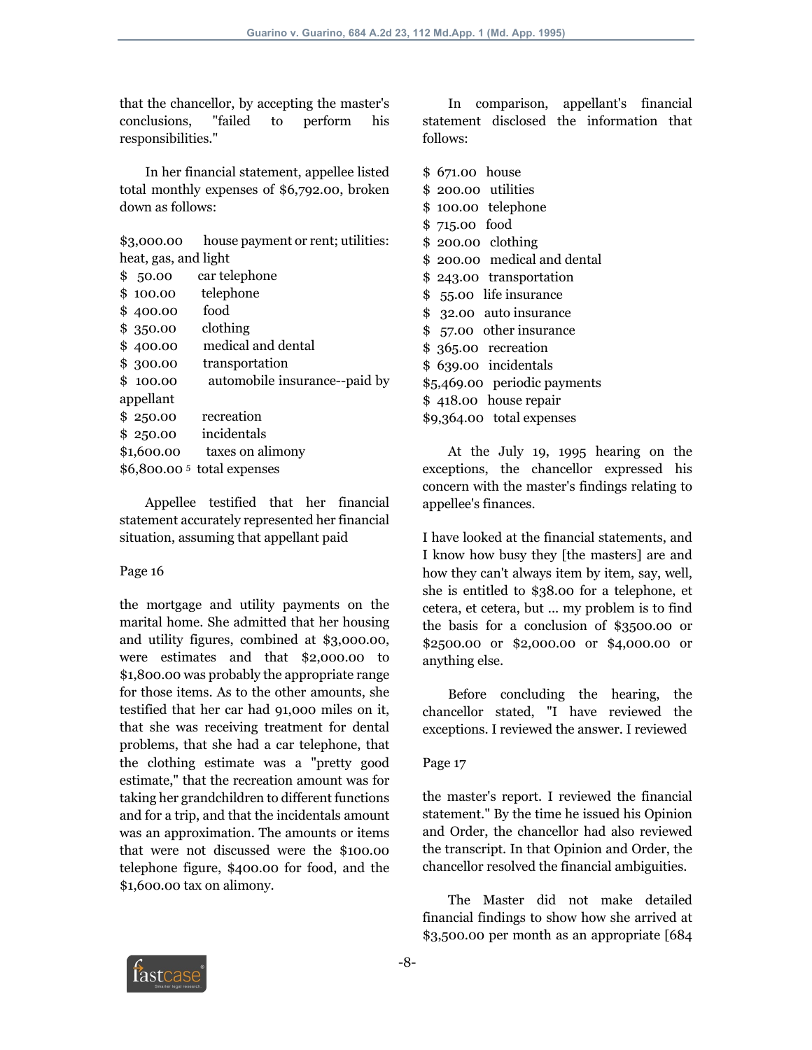that the chancellor, by accepting the master's conclusions, "failed to perform his responsibilities."

In her financial statement, appellee listed total monthly expenses of $6,792.00, broken down as follows:

$3,000.00 house payment or rent; utilities: heat, gas, and light
$ 50.00 car telephone
$ 100.00 telephone
$ 400.00 food
$ 350.00 clothing
$ 400.00 medical and dental
$ 300.00 transportation
$ 100.00 automobile insurance--paid by appellant
$ 250.00 recreation
$ 250.00 incidentals
$1,600.00 taxes on alimony
$6,800.00 [5] total expenses

Appellee testified that her financial statement accurately represented her financial situation, assuming that appellant paid

Page 16

the mortgage and utility payments on the marital home. She admitted that her housing and utility figures, combined at $3,000.00, were estimates and that $2,000.00 to $1,800.00 was probably the appropriate range for those items. As to the other amounts, she testified that her car had 91,000 miles on it, that she was receiving treatment for dental problems, that she had a car telephone, that the clothing estimate was a "pretty good estimate," that the recreation amount was for taking her grandchildren to different functions and for a trip, and that the incidentals amount was an approximation. The amounts or items that were not discussed were the $100.00 telephone figure, $400.00 for food, and the $1,600.00 tax on alimony.

In comparison, appellant's financial statement disclosed the information that follows:

$ 671.00 house
$ 200.00 utilities
$ 100.00 telephone
$ 715.00 food
$ 200.00 clothing
$ 200.00 medical and dental
$ 243.00 transportation
$ 55.00 life insurance
$ 32.00 auto insurance
$ 57.00 other insurance
$ 365.00 recreation
$ 639.00 incidentals
$5,469.00 periodic payments
$ 418.00 house repair
$9,364.00 total expenses

At the July 19, 1995 hearing on the exceptions, the chancellor expressed his concern with the master's findings relating to appellee's finances.

I have looked at the financial statements, and I know how busy they [the masters] are and how they can't always item by item, say, well, she is entitled to $38.00 for a telephone, et cetera, et cetera, but ... my problem is to find the basis for a conclusion of $3500.00 or $2500.00 or $2,000.00 or $4,000.00 or anything else.

Before concluding the hearing, the chancellor stated, "I have reviewed the exceptions. I reviewed the answer. I reviewed

Page 17

the master's report. I reviewed the financial statement." By the time he issued his Opinion and Order, the chancellor had also reviewed the transcript. In that Opinion and Order, the chancellor resolved the financial ambiguities.

The Master did not make detailed financial findings to show how she arrived at $3,500.00 per month as an appropriate [684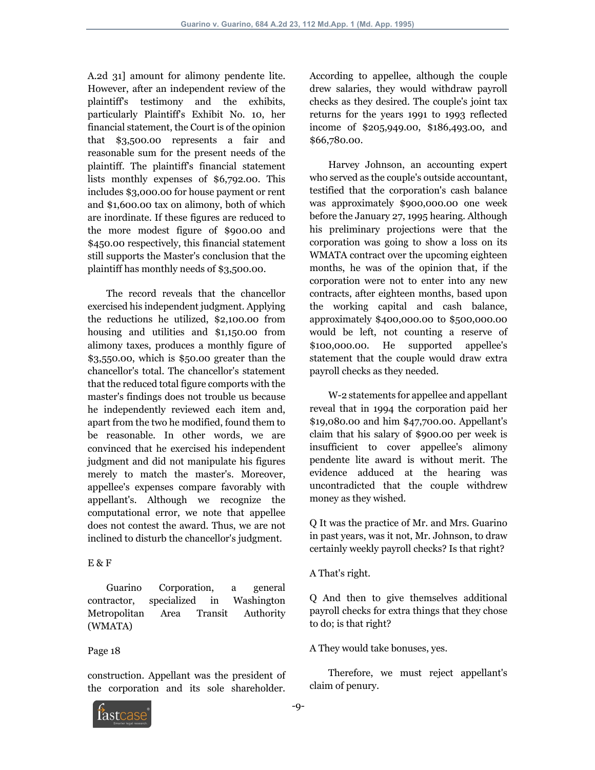A.2d 31] amount for alimony pendente lite. However, after an independent review of the plaintiff's testimony and the exhibits, particularly Plaintiff's Exhibit No. 10, her financial statement, the Court is of the opinion that $3,500.00 represents a fair and reasonable sum for the present needs of the plaintiff. The plaintiff's financial statement lists monthly expenses of $6,792.00. This includes $3,000.00 for house payment or rent and $1,600.00 tax on alimony, both of which are inordinate. If these figures are reduced to the more modest figure of $900.00 and $450.00 respectively, this financial statement still supports the Master's conclusion that the plaintiff has monthly needs of $3,500.00.

The record reveals that the chancellor exercised his independent judgment. Applying the reductions he utilized, $2,100.00 from housing and utilities and $1,150.00 from alimony taxes, produces a monthly figure of $3,550.00, which is $50.00 greater than the chancellor's total. The chancellor's statement that the reduced total figure comports with the master's findings does not trouble us because he independently reviewed each item and, apart from the two he modified, found them to be reasonable. In other words, we are convinced that he exercised his independent judgment and did not manipulate his figures merely to match the master's. Moreover, appellee's expenses compare favorably with appellant's. Although we recognize the computational error, we note that appellee does not contest the award. Thus, we are not inclined to disturb the chancellor's judgment.

E & F

Guarino Corporation, a general contractor, specialized in Washington Metropolitan Area Transit Authority (WMATA)

Page 18

construction. Appellant was the president of the corporation and its sole shareholder. According to appellee, although the couple drew salaries, they would withdraw payroll checks as they desired. The couple's joint tax returns for the years 1991 to 1993 reflected income of $205,949.00, $186,493.00, and $66,780.00.

Harvey Johnson, an accounting expert who served as the couple's outside accountant, testified that the corporation's cash balance was approximately $900,000.00 one week before the January 27, 1995 hearing. Although his preliminary projections were that the corporation was going to show a loss on its WMATA contract over the upcoming eighteen months, he was of the opinion that, if the corporation were not to enter into any new contracts, after eighteen months, based upon the working capital and cash balance, approximately $400,000.00 to $500,000.00 would be left, not counting a reserve of $100,000.00. He supported appellee's statement that the couple would draw extra payroll checks as they needed.

W-2 statements for appellee and appellant reveal that in 1994 the corporation paid her $19,080.00 and him $47,700.00. Appellant's claim that his salary of $900.00 per week is insufficient to cover appellee's alimony pendente lite award is without merit. The evidence adduced at the hearing was uncontradicted that the couple withdrew money as they wished.

Q It was the practice of Mr. and Mrs. Guarino in past years, was it not, Mr. Johnson, to draw certainly weekly payroll checks? Is that right?

A That's right.

Q And then to give themselves additional payroll checks for extra things that they chose to do; is that right?

A They would take bonuses, yes.

Therefore, we must reject appellant's claim of penury.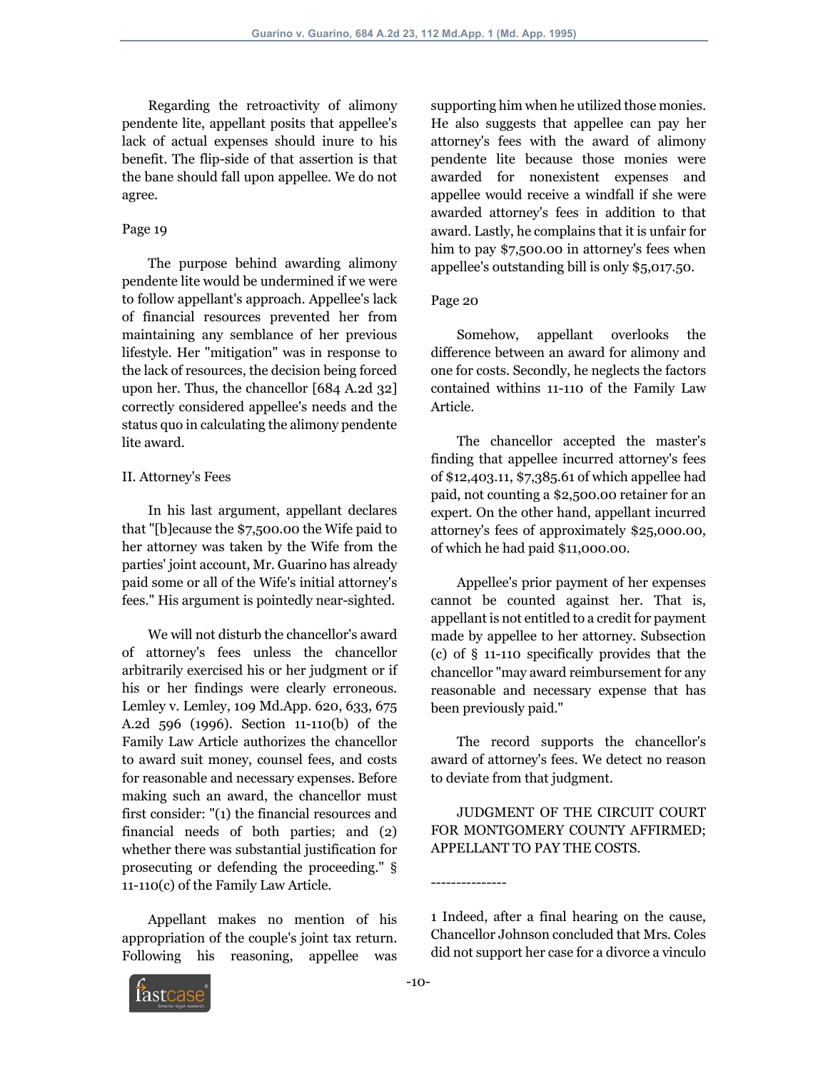Regarding the retroactivity of alimony pendente lite, appellant posits that appellee's lack of actual expenses should inure to his benefit. The flip-side of that assertion is that the bane should fall upon appellee. We do not agree.

Page 19

The purpose behind awarding alimony pendente lite would be undermined if we were to follow appellant's approach. Appellee's lack of financial resources prevented her from maintaining any semblance of her previous lifestyle. Her "mitigation" was in response to the lack of resources, the decision being forced upon her. Thus, the chancellor [684 A.2d 32] correctly considered appellee's needs and the status quo in calculating the alimony pendente lite award.

II. Attorney's Fees

In his last argument, appellant declares that "[b]ecause the $7,500.00 the Wife paid to her attorney was taken by the Wife from the parties' joint account, Mr. Guarino has already paid some or all of the Wife's initial attorney's fees." His argument is pointedly near-sighted.

We will not disturb the chancellor's award of attorney's fees unless the chancellor arbitrarily exercised his or her judgment or if his or her findings were clearly erroneous. Lemley v. Lemley, 109 Md.App. 620, 633, 675 A.2d 596 (1996). Section 11-110(b) of the Family Law Article authorizes the chancellor to award suit money, counsel fees, and costs for reasonable and necessary expenses. Before making such an award, the chancellor must first consider: "(1) the financial resources and financial needs of both parties; and (2) whether there was substantial justification for prosecuting or defending the proceeding." § 11-110(c) of the Family Law Article.

Appellant makes no mention of his appropriation of the couple's joint tax return. Following his reasoning, appellee was supporting him when he utilized those monies. He also suggests that appellee can pay her attorney's fees with the award of alimony pendente lite because those monies were awarded for nonexistent expenses and appellee would receive a windfall if she were awarded attorney's fees in addition to that award. Lastly, he complains that it is unfair for him to pay $7,500.00 in attorney's fees when appellee's outstanding bill is only $5,017.50.

Page 20

Somehow, appellant overlooks the difference between an award for alimony and one for costs. Secondly, he neglects the factors contained withins 11-110 of the Family Law Article.

The chancellor accepted the master's finding that appellee incurred attorney's fees of $12,403.11, $7,385.61 of which appellee had paid, not counting a $2,500.00 retainer for an expert. On the other hand, appellant incurred attorney's fees of approximately $25,000.00, of which he had paid $11,000.00.

Appellee's prior payment of her expenses cannot be counted against her. That is, appellant is not entitled to a credit for payment made by appellee to her attorney. Subsection (c) of § 11-110 specifically provides that the chancellor "may award reimbursement for any reasonable and necessary expense that has been previously paid."

The record supports the chancellor's award of attorney's fees. We detect no reason to deviate from that judgment.

JUDGMENT OF THE CIRCUIT COURT FOR MONTGOMERY COUNTY AFFIRMED; APPELLANT TO PAY THE COSTS.

---------------

1 Indeed, after a final hearing on the cause, Chancellor Johnson concluded that Mrs. Coles did not support her case for a divorce a vinculo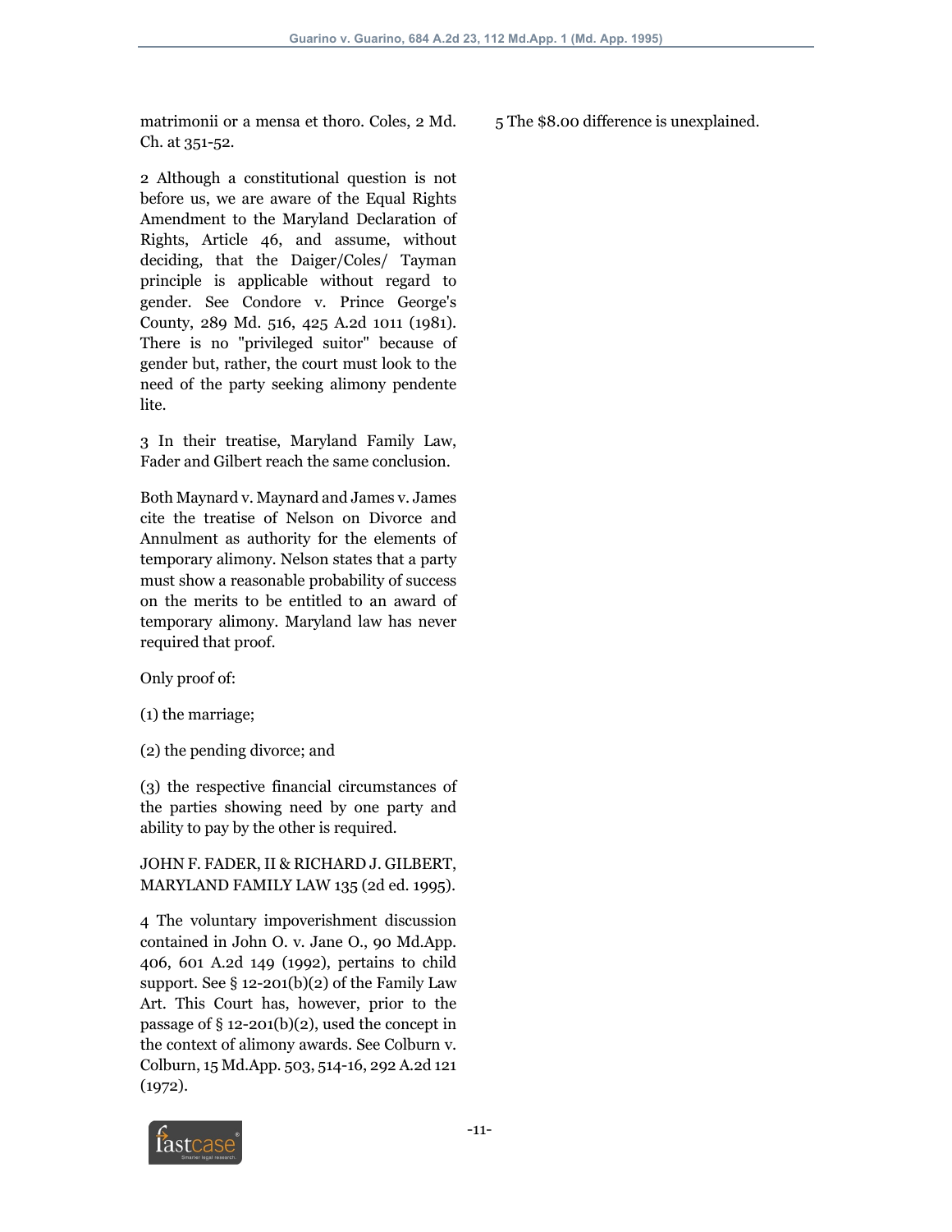matrimonii or a mensa et thoro. Coles, 2 Md. Ch. at 351-52.

2 Although a constitutional question is not before us, we are aware of the Equal Rights Amendment to the Maryland Declaration of Rights, Article 46, and assume, without deciding, that the Daiger/Coles/ Tayman principle is applicable without regard to gender. See Condore v. Prince George's County, 289 Md. 516, 425 A.2d 1011 (1981). There is no "privileged suitor" because of gender but, rather, the court must look to the need of the party seeking alimony pendente lite.

3 In their treatise, Maryland Family Law, Fader and Gilbert reach the same conclusion.

Both Maynard v. Maynard and James v. James cite the treatise of Nelson on Divorce and Annulment as authority for the elements of temporary alimony. Nelson states that a party must show a reasonable probability of success on the merits to be entitled to an award of temporary alimony. Maryland law has never required that proof.

Only proof of:

(1) the marriage;

(2) the pending divorce; and

(3) the respective financial circumstances of the parties showing need by one party and ability to pay by the other is required.

JOHN F. FADER, II & RICHARD J. GILBERT, MARYLAND FAMILY LAW 135 (2d ed. 1995).

4 The voluntary impoverishment discussion contained in John O. v. Jane O., 90 Md.App. 406, 601 A.2d 149 (1992), pertains to child support. See § 12-201(b)(2) of the Family Law Art. This Court has, however, prior to the passage of § 12-201(b)(2), used the concept in the context of alimony awards. See Colburn v. Colburn, 15 Md.App. 503, 514-16, 292 A.2d 121 (1972).

5 The $8.00 difference is unexplained.